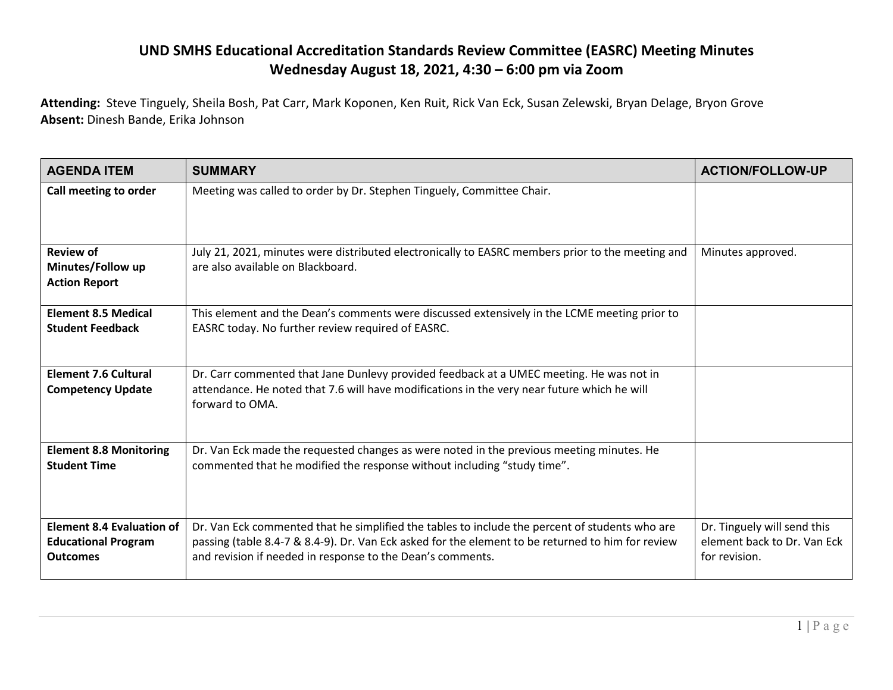# UND SMHS Educational Accreditation Standards Review Committee (EASRC) Meeting Minutes
## Wednesday August 18, 2021, 4:30 – 6:00 pm via Zoom

**Attending:** Steve Tinguely, Sheila Bosh, Pat Carr, Mark Koponen, Ken Ruit, Rick Van Eck, Susan Zelewski, Bryan Delage, Bryon Grove
**Absent:** Dinesh Bande, Erika Johnson

| AGENDA ITEM | SUMMARY | ACTION/FOLLOW-UP |
|---|---|---|
| **Call meeting to order** | Meeting was called to order by Dr. Stephen Tinguely, Committee Chair. | |
| **Review of Minutes/Follow up Action Report** | July 21, 2021, minutes were distributed electronically to EASRC members prior to the meeting and are also available on Blackboard. | Minutes approved. |
| **Element 8.5 Medical Student Feedback** | This element and the Dean's comments were discussed extensively in the LCME meeting prior to EASRC today. No further review required of EASRC. | |
| **Element 7.6 Cultural Competency Update** | Dr. Carr commented that Jane Dunlevy provided feedback at a UMEC meeting. He was not in attendance. He noted that 7.6 will have modifications in the very near future which he will forward to OMA. | |
| **Element 8.8 Monitoring Student Time** | Dr. Van Eck made the requested changes as were noted in the previous meeting minutes. He commented that he modified the response without including "study time". | |
| **Element 8.4 Evaluation of Educational Program Outcomes** | Dr. Van Eck commented that he simplified the tables to include the percent of students who are passing (table 8.4-7 & 8.4-9). Dr. Van Eck asked for the element to be returned to him for review and revision if needed in response to the Dean's comments. | Dr. Tinguely will send this element back to Dr. Van Eck for revision. |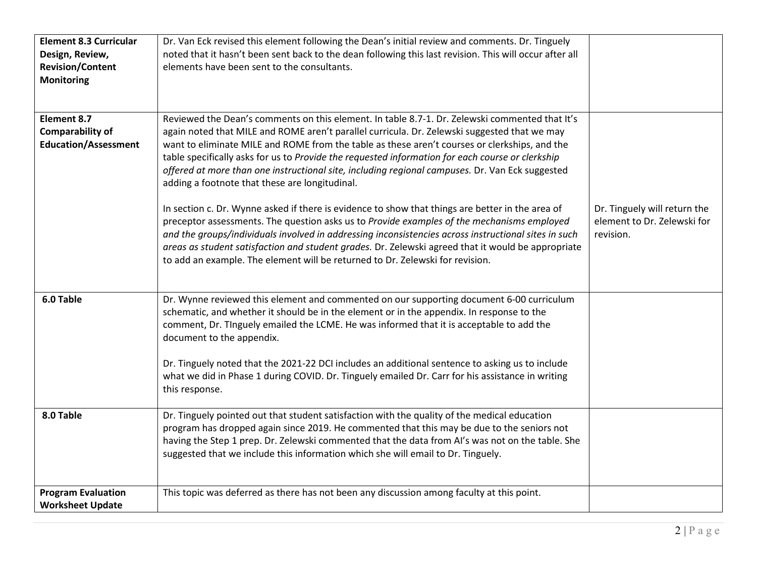| | | |
|---|---|---|
| **Element 8.3 Curricular Design, Review, Revision/Content Monitoring** | Dr. Van Eck revised this element following the Dean's initial review and comments. Dr. Tinguely noted that it hasn't been sent back to the dean following this last revision. This will occur after all elements have been sent to the consultants. | |
| **Element 8.7 Comparability of Education/Assessment** | Reviewed the Dean's comments on this element. In table 8.7-1. Dr. Zelewski commented that It's again noted that MILE and ROME aren't parallel curricula. Dr. Zelewski suggested that we may want to eliminate MILE and ROME from the table as these aren't courses or clerkships, and the table specifically asks for us to *Provide the requested information for each course or clerkship offered at more than one instructional site, including regional campuses.* Dr. Van Eck suggested adding a footnote that these are longitudinal.<br><br>In section c. Dr. Wynne asked if there is evidence to show that things are better in the area of preceptor assessments. The question asks us to *Provide examples of the mechanisms employed and the groups/individuals involved in addressing inconsistencies across instructional sites in such areas as student satisfaction and student grades.* Dr. Zelewski agreed that it would be appropriate to add an example. The element will be returned to Dr. Zelewski for revision. | Dr. Tinguely will return the element to Dr. Zelewski for revision. |
| **6.0 Table** | Dr. Wynne reviewed this element and commented on our supporting document 6-00 curriculum schematic, and whether it should be in the element or in the appendix. In response to the comment, Dr. TInguely emailed the LCME. He was informed that it is acceptable to add the document to the appendix.<br><br>Dr. Tinguely noted that the 2021-22 DCI includes an additional sentence to asking us to include what we did in Phase 1 during COVID. Dr. Tinguely emailed Dr. Carr for his assistance in writing this response. | |
| **8.0 Table** | Dr. Tinguely pointed out that student satisfaction with the quality of the medical education program has dropped again since 2019. He commented that this may be due to the seniors not having the Step 1 prep. Dr. Zelewski commented that the data from AI's was not on the table. She suggested that we include this information which she will email to Dr. Tinguely. | |
| **Program Evaluation Worksheet Update** | This topic was deferred as there has not been any discussion among faculty at this point. | |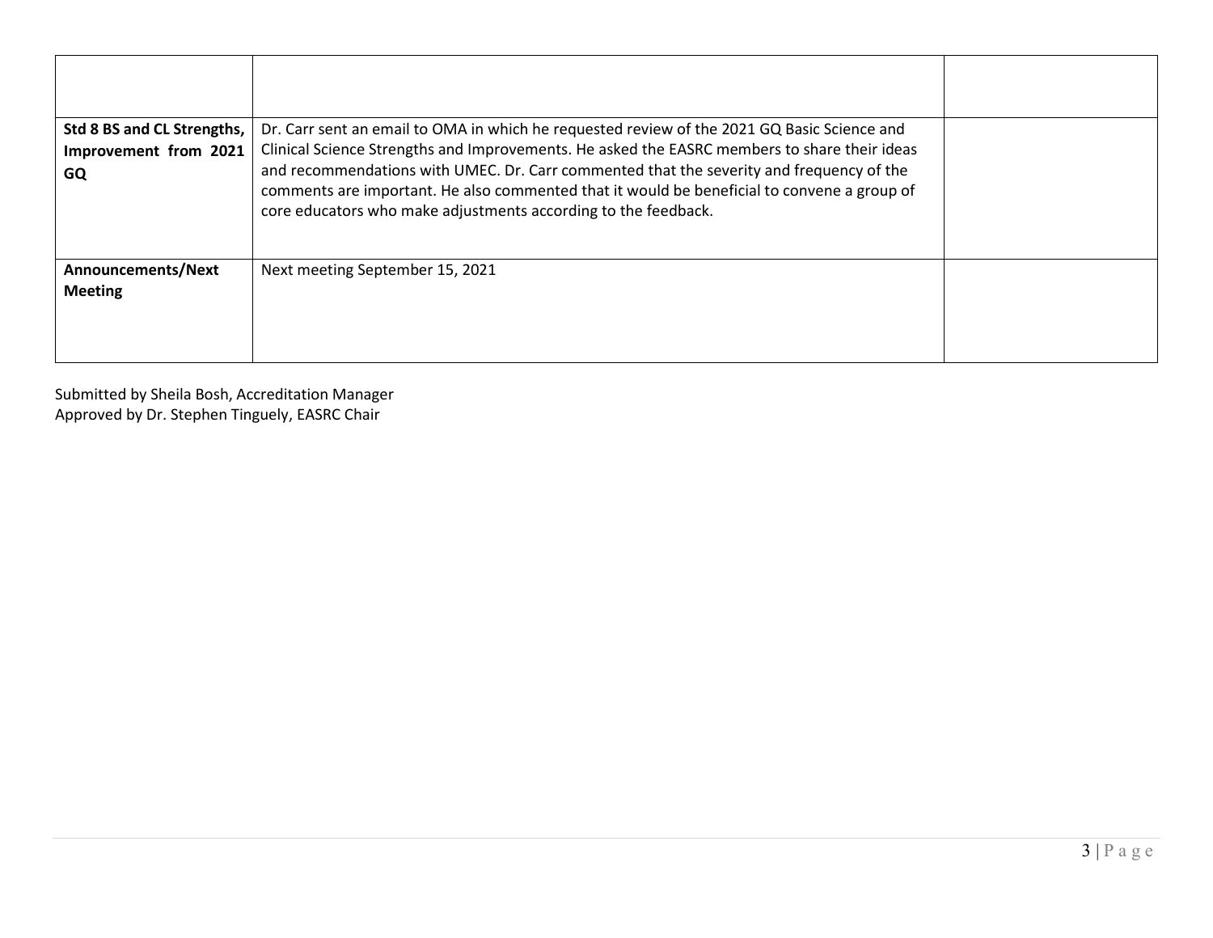| | | |
|---|---|---|
| | | |
| **Std 8 BS and CL Strengths, Improvement from 2021 GQ** | Dr. Carr sent an email to OMA in which he requested review of the 2021 GQ Basic Science and Clinical Science Strengths and Improvements. He asked the EASRC members to share their ideas and recommendations with UMEC. Dr. Carr commented that the severity and frequency of the comments are important. He also commented that it would be beneficial to convene a group of core educators who make adjustments according to the feedback. | |
| **Announcements/Next Meeting** | Next meeting September 15, 2021 | |

Submitted by Sheila Bosh, Accreditation Manager
Approved by Dr. Stephen Tinguely, EASRC Chair